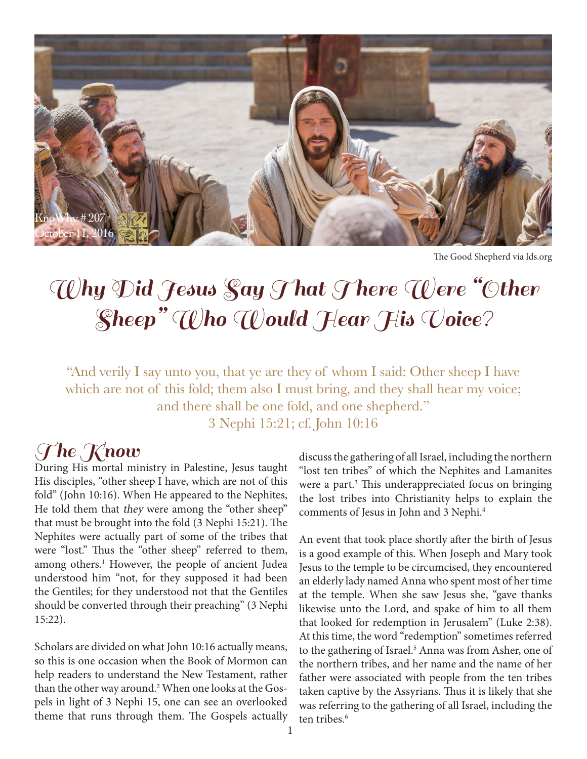KnoWhy # 207
October 11, 2016

The Good Shepherd via lds.org

# Why Did Jesus Say That There Were "Other Sheep" Who Would Hear His Voice?

"And verily I say unto you, that ye are they of whom I said: Other sheep I have which are not of this fold; them also I must bring, and they shall hear my voice; and there shall be one fold, and one shepherd."
3 Nephi 15:21; cf. John 10:16

## The Know

During His mortal ministry in Palestine, Jesus taught His disciples, "other sheep I have, which are not of this fold" (John 10:16). When He appeared to the Nephites, He told them that *they* were among the "other sheep" that must be brought into the fold (3 Nephi 15:21). The Nephites were actually part of some of the tribes that were "lost." Thus the "other sheep" referred to them, among others.[1] However, the people of ancient Judea understood him "not, for they supposed it had been the Gentiles; for they understood not that the Gentiles should be converted through their preaching" (3 Nephi 15:22).

Scholars are divided on what John 10:16 actually means, so this is one occasion when the Book of Mormon can help readers to understand the New Testament, rather than the other way around.[2] When one looks at the Gospels in light of 3 Nephi 15, one can see an overlooked theme that runs through them. The Gospels actually discuss the gathering of all Israel, including the northern "lost ten tribes" of which the Nephites and Lamanites were a part.[3] This underappreciated focus on bringing the lost tribes into Christianity helps to explain the comments of Jesus in John and 3 Nephi.[4]

An event that took place shortly after the birth of Jesus is a good example of this. When Joseph and Mary took Jesus to the temple to be circumcised, they encountered an elderly lady named Anna who spent most of her time at the temple. When she saw Jesus she, "gave thanks likewise unto the Lord, and spake of him to all them that looked for redemption in Jerusalem" (Luke 2:38). At this time, the word "redemption" sometimes referred to the gathering of Israel.[5] Anna was from Asher, one of the northern tribes, and her name and the name of her father were associated with people from the ten tribes taken captive by the Assyrians. Thus it is likely that she was referring to the gathering of all Israel, including the ten tribes.[6]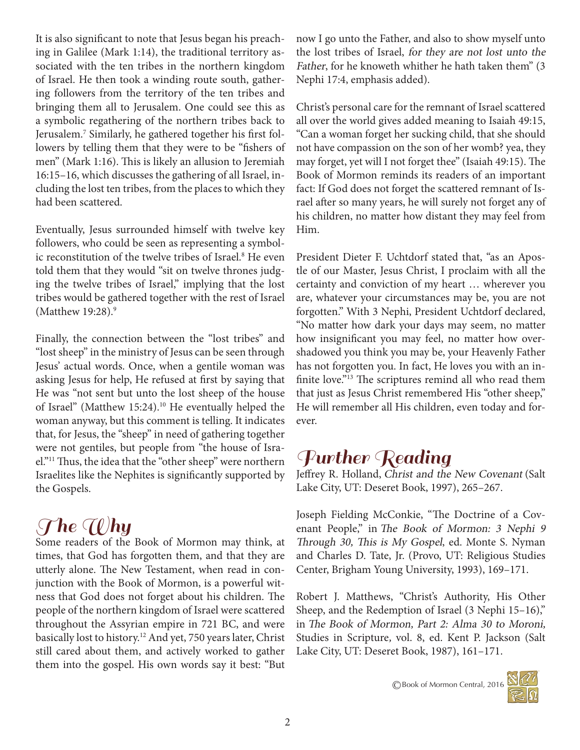It is also significant to note that Jesus began his preaching in Galilee (Mark 1:14), the traditional territory associated with the ten tribes in the northern kingdom of Israel. He then took a winding route south, gathering followers from the territory of the ten tribes and bringing them all to Jerusalem. One could see this as a symbolic regathering of the northern tribes back to Jerusalem.[7] Similarly, he gathered together his first followers by telling them that they were to be "fishers of men" (Mark 1:16). This is likely an allusion to Jeremiah 16:15–16, which discusses the gathering of all Israel, including the lost ten tribes, from the places to which they had been scattered.

Eventually, Jesus surrounded himself with twelve key followers, who could be seen as representing a symbolic reconstitution of the twelve tribes of Israel.[8] He even told them that they would "sit on twelve thrones judging the twelve tribes of Israel," implying that the lost tribes would be gathered together with the rest of Israel (Matthew 19:28).[9]

Finally, the connection between the "lost tribes" and "lost sheep" in the ministry of Jesus can be seen through Jesus' actual words. Once, when a gentile woman was asking Jesus for help, He refused at first by saying that He was "not sent but unto the lost sheep of the house of Israel" (Matthew 15:24).[10] He eventually helped the woman anyway, but this comment is telling. It indicates that, for Jesus, the "sheep" in need of gathering together were not gentiles, but people from "the house of Israel."[11] Thus, the idea that the "other sheep" were northern Israelites like the Nephites is significantly supported by the Gospels.

## The Why

Some readers of the Book of Mormon may think, at times, that God has forgotten them, and that they are utterly alone. The New Testament, when read in conjunction with the Book of Mormon, is a powerful witness that God does not forget about his children. The people of the northern kingdom of Israel were scattered throughout the Assyrian empire in 721 BC, and were basically lost to history.[12] And yet, 750 years later, Christ still cared about them, and actively worked to gather them into the gospel. His own words say it best: "But now I go unto the Father, and also to show myself unto the lost tribes of Israel, *for they are not lost unto the Father*, for he knoweth whither he hath taken them" (3 Nephi 17:4, emphasis added).

Christ's personal care for the remnant of Israel scattered all over the world gives added meaning to Isaiah 49:15, "Can a woman forget her sucking child, that she should not have compassion on the son of her womb? yea, they may forget, yet will I not forget thee" (Isaiah 49:15). The Book of Mormon reminds its readers of an important fact: If God does not forget the scattered remnant of Israel after so many years, he will surely not forget any of his children, no matter how distant they may feel from Him.

President Dieter F. Uchtdorf stated that, "as an Apostle of our Master, Jesus Christ, I proclaim with all the certainty and conviction of my heart … wherever you are, whatever your circumstances may be, you are not forgotten." With 3 Nephi, President Uchtdorf declared, "No matter how dark your days may seem, no matter how insignificant you may feel, no matter how overshadowed you think you may be, your Heavenly Father has not forgotten you. In fact, He loves you with an infinite love."[13] The scriptures remind all who read them that just as Jesus Christ remembered His "other sheep," He will remember all His children, even today and forever.

## Further Reading

Jeffrey R. Holland, *Christ and the New Covenant* (Salt Lake City, UT: Deseret Book, 1997), 265–267.

Joseph Fielding McConkie, "The Doctrine of a Covenant People," in *The Book of Mormon: 3 Nephi 9 Through 30, This is My Gospel*, ed. Monte S. Nyman and Charles D. Tate, Jr. (Provo, UT: Religious Studies Center, Brigham Young University, 1993), 169–171.

Robert J. Matthews, "Christ's Authority, His Other Sheep, and the Redemption of Israel (3 Nephi 15–16)," in *The Book of Mormon, Part 2: Alma 30 to Moroni,* Studies in Scripture, vol. 8, ed. Kent P. Jackson (Salt Lake City, UT: Deseret Book, 1987), 161–171.

©Book of Mormon Central, 2016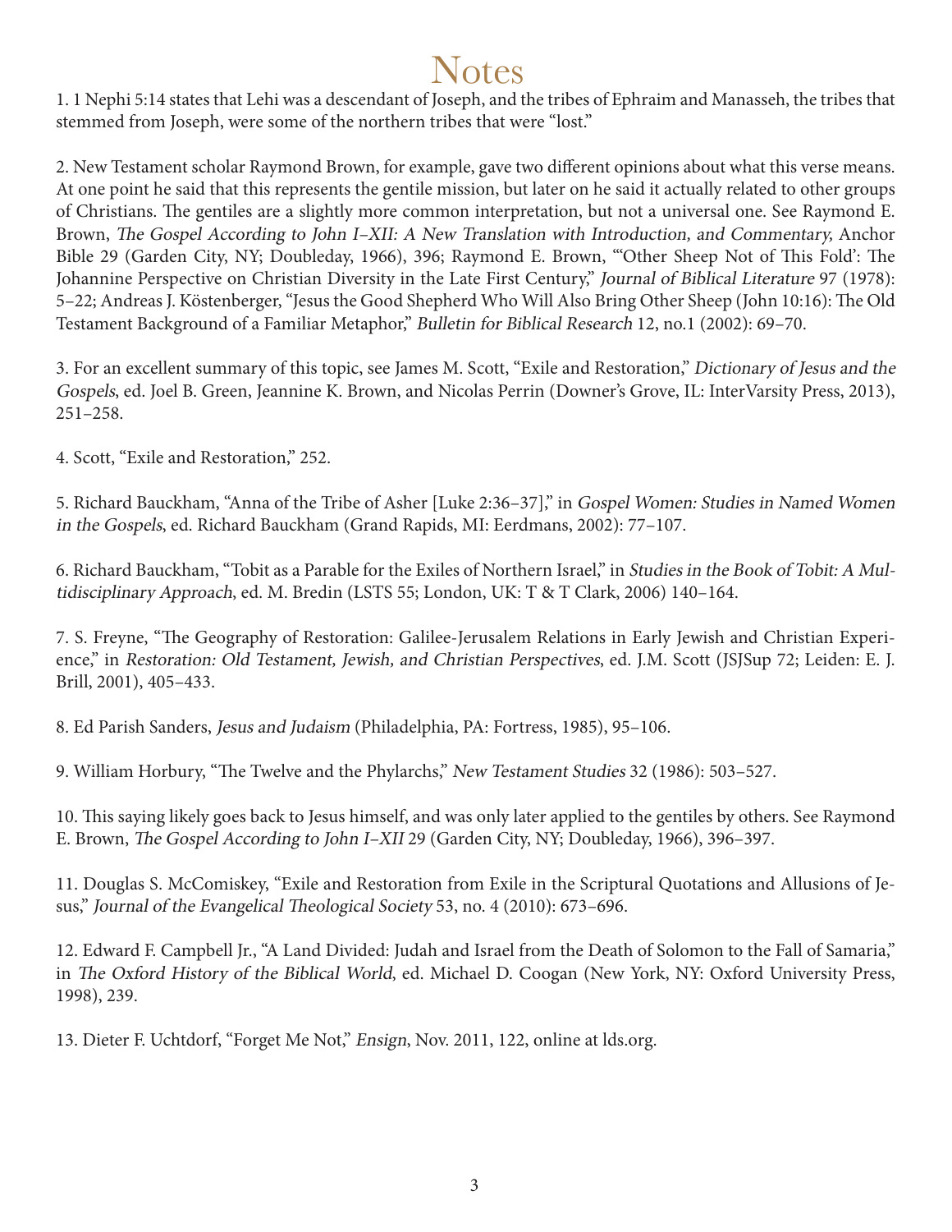# Notes

1. 1 Nephi 5:14 states that Lehi was a descendant of Joseph, and the tribes of Ephraim and Manasseh, the tribes that stemmed from Joseph, were some of the northern tribes that were "lost."

2. New Testament scholar Raymond Brown, for example, gave two different opinions about what this verse means. At one point he said that this represents the gentile mission, but later on he said it actually related to other groups of Christians. The gentiles are a slightly more common interpretation, but not a universal one. See Raymond E. Brown, *The Gospel According to John I–XII: A New Translation with Introduction, and Commentary,* Anchor Bible 29 (Garden City, NY; Doubleday, 1966), 396; Raymond E. Brown, "'Other Sheep Not of This Fold': The Johannine Perspective on Christian Diversity in the Late First Century," *Journal of Biblical Literature* 97 (1978): 5–22; Andreas J. Köstenberger, "Jesus the Good Shepherd Who Will Also Bring Other Sheep (John 10:16): The Old Testament Background of a Familiar Metaphor," *Bulletin for Biblical Research* 12, no.1 (2002): 69–70.

3. For an excellent summary of this topic, see James M. Scott, "Exile and Restoration," *Dictionary of Jesus and the Gospels*, ed. Joel B. Green, Jeannine K. Brown, and Nicolas Perrin (Downer's Grove, IL: InterVarsity Press, 2013), 251–258.

4. Scott, "Exile and Restoration," 252.

5. Richard Bauckham, "Anna of the Tribe of Asher [Luke 2:36–37]," in *Gospel Women: Studies in Named Women in the Gospels*, ed. Richard Bauckham (Grand Rapids, MI: Eerdmans, 2002): 77–107.

6. Richard Bauckham, "Tobit as a Parable for the Exiles of Northern Israel," in *Studies in the Book of Tobit: A Multidisciplinary Approach*, ed. M. Bredin (LSTS 55; London, UK: T & T Clark, 2006) 140–164.

7. S. Freyne, "The Geography of Restoration: Galilee-Jerusalem Relations in Early Jewish and Christian Experience," in *Restoration: Old Testament, Jewish, and Christian Perspectives*, ed. J.M. Scott (JSJSup 72; Leiden: E. J. Brill, 2001), 405–433.

8. Ed Parish Sanders, *Jesus and Judaism* (Philadelphia, PA: Fortress, 1985), 95–106.

9. William Horbury, "The Twelve and the Phylarchs," *New Testament Studies* 32 (1986): 503–527.

10. This saying likely goes back to Jesus himself, and was only later applied to the gentiles by others. See Raymond E. Brown, *The Gospel According to John I–XII* 29 (Garden City, NY; Doubleday, 1966), 396–397.

11. Douglas S. McComiskey, "Exile and Restoration from Exile in the Scriptural Quotations and Allusions of Jesus," *Journal of the Evangelical Theological Society* 53, no. 4 (2010): 673–696.

12. Edward F. Campbell Jr., "A Land Divided: Judah and Israel from the Death of Solomon to the Fall of Samaria," in *The Oxford History of the Biblical World*, ed. Michael D. Coogan (New York, NY: Oxford University Press, 1998), 239.

13. Dieter F. Uchtdorf, "Forget Me Not," *Ensign*, Nov. 2011, 122, online at lds.org.